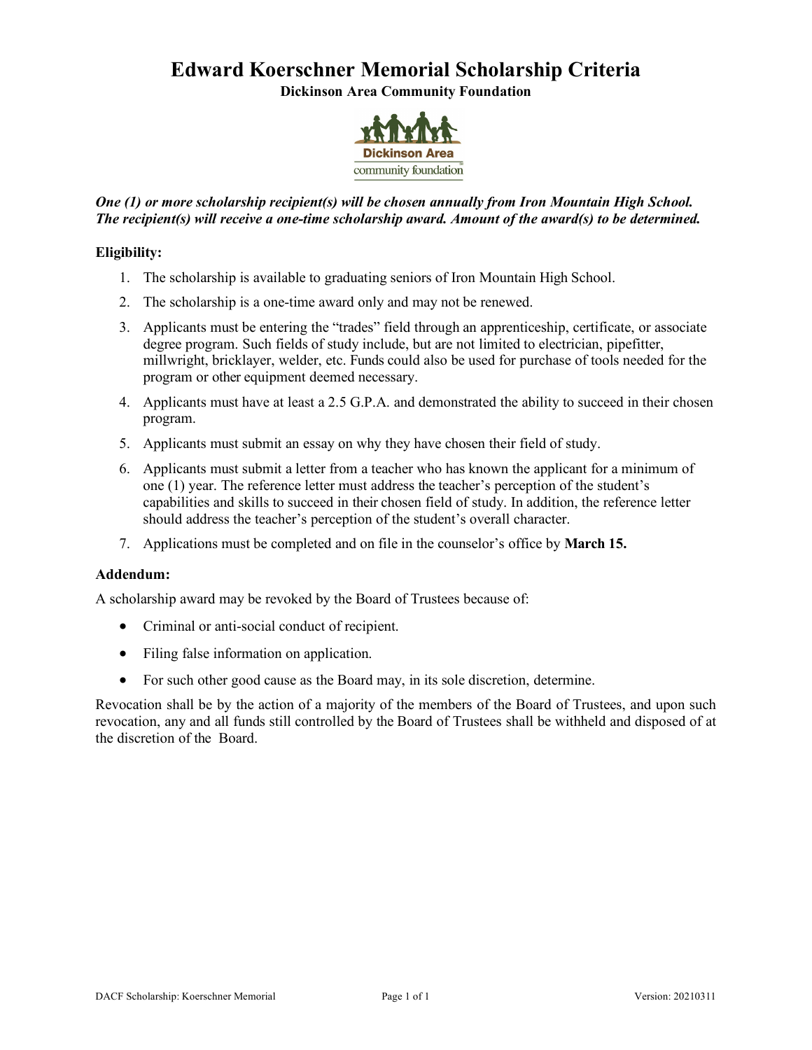# Edward Koerschner Memorial Scholarship Criteria

**Dickinson Area Community Foundation**

***One (1) or more scholarship recipient(s) will be chosen annually from Iron Mountain High School. The recipient(s) will receive a one-time scholarship award. Amount of the award(s) to be determined.***

**Eligibility:**

1. The scholarship is available to graduating seniors of Iron Mountain High School.
2. The scholarship is a one-time award only and may not be renewed.
3. Applicants must be entering the "trades" field through an apprenticeship, certificate, or associate degree program. Such fields of study include, but are not limited to electrician, pipefitter, millwright, bricklayer, welder, etc. Funds could also be used for purchase of tools needed for the program or other equipment deemed necessary.
4. Applicants must have at least a 2.5 G.P.A. and demonstrated the ability to succeed in their chosen program.
5. Applicants must submit an essay on why they have chosen their field of study.
6. Applicants must submit a letter from a teacher who has known the applicant for a minimum of one (1) year. The reference letter must address the teacher's perception of the student's capabilities and skills to succeed in their chosen field of study. In addition, the reference letter should address the teacher's perception of the student's overall character.
7. Applications must be completed and on file in the counselor's office by **March 15.**

**Addendum:**

A scholarship award may be revoked by the Board of Trustees because of:

- Criminal or anti-social conduct of recipient.
- Filing false information on application.
- For such other good cause as the Board may, in its sole discretion, determine.

Revocation shall be by the action of a majority of the members of the Board of Trustees, and upon such revocation, any and all funds still controlled by the Board of Trustees shall be withheld and disposed of at the discretion of the Board.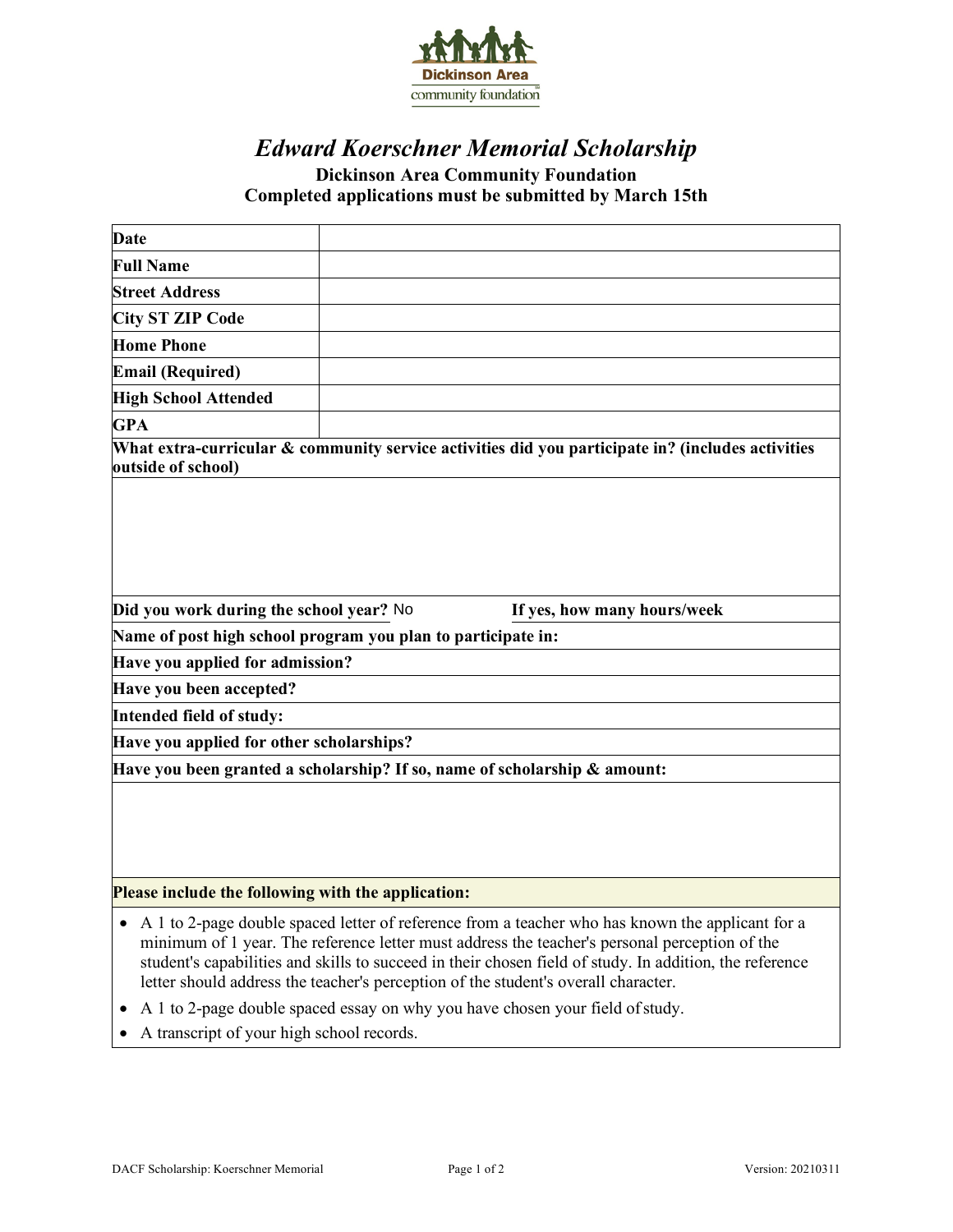Dickinson Area community foundation

# *Edward Koerschner Memorial Scholarship*

**Dickinson Area Community Foundation**
**Completed applications must be submitted by March 15th**

| | |
|---|---|
| **Date** | |
| **Full Name** | |
| **Street Address** | |
| **City ST ZIP Code** | |
| **Home Phone** | |
| **Email (Required)** | |
| **High School Attended** | |
| **GPA** | |

**What extra-curricular & community service activities did you participate in? (includes activities outside of school)**

**Did you work during the school year?** No **If yes, how many hours/week**

**Name of post high school program you plan to participate in:**

**Have you applied for admission?**

**Have you been accepted?**

**Intended field of study:**

**Have you applied for other scholarships?**

**Have you been granted a scholarship? If so, name of scholarship & amount:**

**Please include the following with the application:**

- A 1 to 2-page double spaced letter of reference from a teacher who has known the applicant for a minimum of 1 year. The reference letter must address the teacher's personal perception of the student's capabilities and skills to succeed in their chosen field of study. In addition, the reference letter should address the teacher's perception of the student's overall character.
- A 1 to 2-page double spaced essay on why you have chosen your field of study.
- A transcript of your high school records.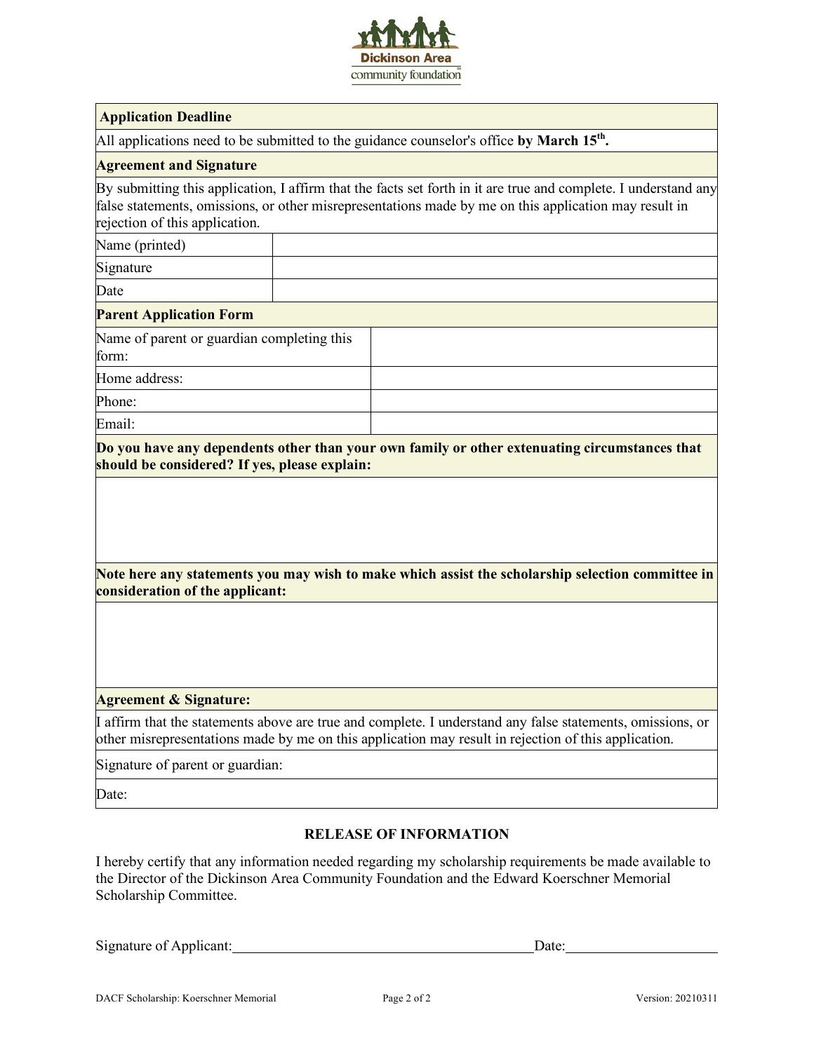| Application Deadline |
|---|
| All applications need to be submitted to the guidance counselor's office **by March 15th.** |

| Agreement and Signature | |
|---|---|
| By submitting this application, I affirm that the facts set forth in it are true and complete. I understand any false statements, omissions, or other misrepresentations made by me on this application may result in rejection of this application. | |
| Name (printed) | |
| Signature | |
| Date | |

| Parent Application Form | |
|---|---|
| Name of parent or guardian completing this form: | |
| Home address: | |
| Phone: | |
| Email: | |

| Do you have any dependents other than your own family or other extenuating circumstances that should be considered? If yes, please explain: |
|---|
| |

| Note here any statements you may wish to make which assist the scholarship selection committee in consideration of the applicant: |
|---|
| |

| Agreement & Signature: |
|---|
| I affirm that the statements above are true and complete. I understand any false statements, omissions, or other misrepresentations made by me on this application may result in rejection of this application. |
| Signature of parent or guardian: |
| Date: |

## RELEASE OF INFORMATION

I hereby certify that any information needed regarding my scholarship requirements be made available to the Director of the Dickinson Area Community Foundation and the Edward Koerschner Memorial Scholarship Committee.

Signature of Applicant:\_\_\_\_\_\_\_\_\_\_\_\_\_\_\_\_\_\_\_\_\_\_\_\_\_\_\_\_\_\_\_\_\_\_\_\_ Date:\_\_\_\_\_\_\_\_\_\_\_\_\_\_\_\_\_\_\_\_